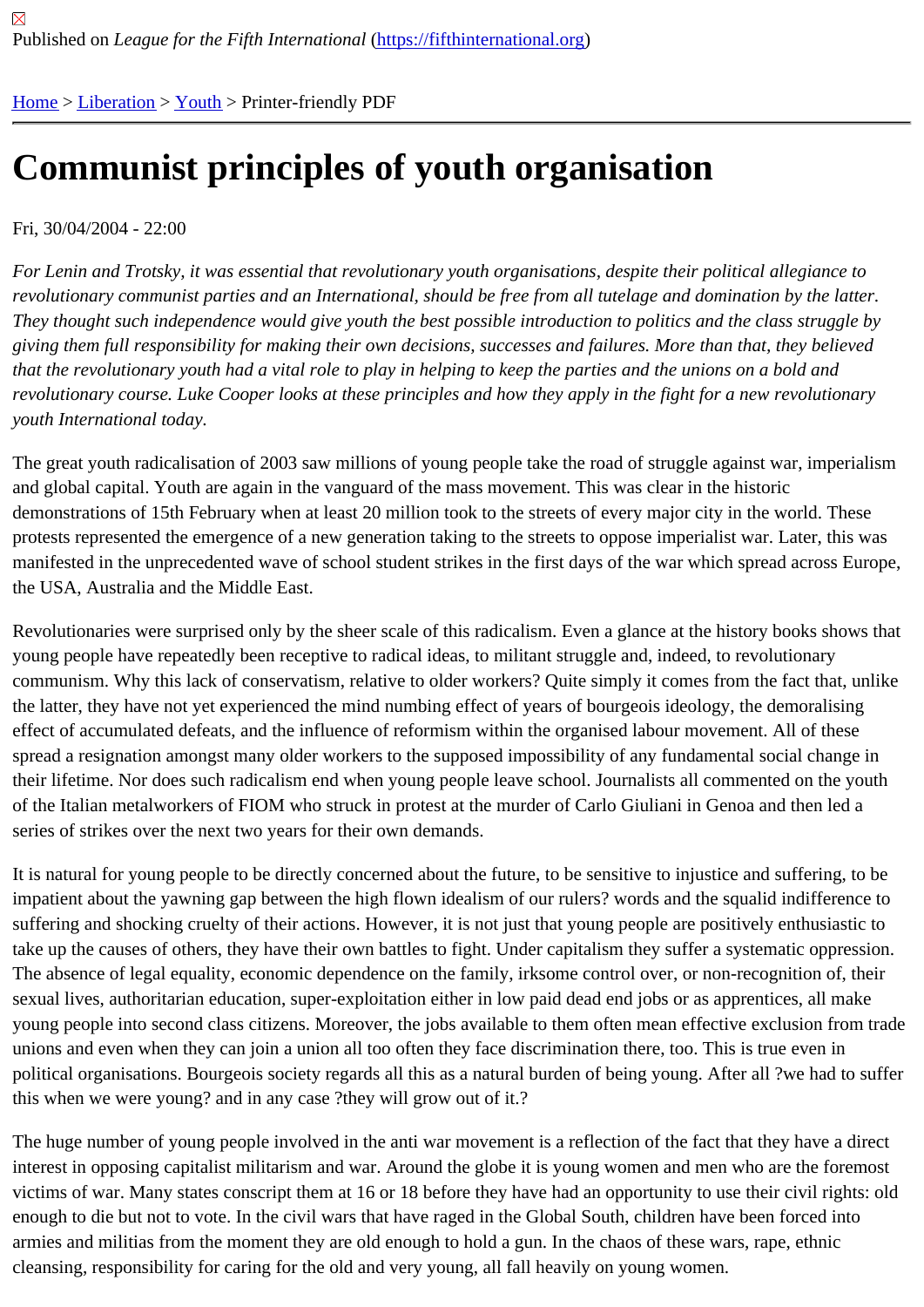Published on *League for the Fifth International* (https://fifthinternational.org)

Home > Liberation > Youth > Printer-friendly PDF

# Communist principles of youth organisation

Fri, 30/04/2004 - 22:00

*For Lenin and Trotsky, it was essential that revolutionary youth organisations, despite their political allegiance to revolutionary communist parties and an International, should be free from all tutelage and domination by the latter. They thought such independence would give youth the best possible introduction to politics and the class struggle by giving them full responsibility for making their own decisions, successes and failures. More than that, they believed that the revolutionary youth had a vital role to play in helping to keep the parties and the unions on a bold and revolutionary course. Luke Cooper looks at these principles and how they apply in the fight for a new revolutionary youth International today.*

The great youth radicalisation of 2003 saw millions of young people take the road of struggle against war, imperialism and global capital. Youth are again in the vanguard of the mass movement. This was clear in the historic demonstrations of 15th February when at least 20 million took to the streets of every major city in the world. These protests represented the emergence of a new generation taking to the streets to oppose imperialist war. Later, this was manifested in the unprecedented wave of school student strikes in the first days of the war which spread across Europe, the USA, Australia and the Middle East.

Revolutionaries were surprised only by the sheer scale of this radicalism. Even a glance at the history books shows that young people have repeatedly been receptive to radical ideas, to militant struggle and, indeed, to revolutionary communism. Why this lack of conservatism, relative to older workers? Quite simply it comes from the fact that, unlike the latter, they have not yet experienced the mind numbing effect of years of bourgeois ideology, the demoralising effect of accumulated defeats, and the influence of reformism within the organised labour movement. All of these spread a resignation amongst many older workers to the supposed impossibility of any fundamental social change in their lifetime. Nor does such radicalism end when young people leave school. Journalists all commented on the youth of the Italian metalworkers of FIOM who struck in protest at the murder of Carlo Giuliani in Genoa and then led a series of strikes over the next two years for their own demands.

It is natural for young people to be directly concerned about the future, to be sensitive to injustice and suffering, to be impatient about the yawning gap between the high flown idealism of our rulers? words and the squalid indifference to suffering and shocking cruelty of their actions. However, it is not just that young people are positively enthusiastic to take up the causes of others, they have their own battles to fight. Under capitalism they suffer a systematic oppression. The absence of legal equality, economic dependence on the family, irksome control over, or non-recognition of, their sexual lives, authoritarian education, super-exploitation either in low paid dead end jobs or as apprentices, all make young people into second class citizens. Moreover, the jobs available to them often mean effective exclusion from trade unions and even when they can join a union all too often they face discrimination there, too. This is true even in political organisations. Bourgeois society regards all this as a natural burden of being young. After all ?we had to suffer this when we were young? and in any case ?they will grow out of it.?

The huge number of young people involved in the anti war movement is a reflection of the fact that they have a direct interest in opposing capitalist militarism and war. Around the globe it is young women and men who are the foremost victims of war. Many states conscript them at 16 or 18 before they have had an opportunity to use their civil rights: old enough to die but not to vote. In the civil wars that have raged in the Global South, children have been forced into armies and militias from the moment they are old enough to hold a gun. In the chaos of these wars, rape, ethnic cleansing, responsibility for caring for the old and very young, all fall heavily on young women.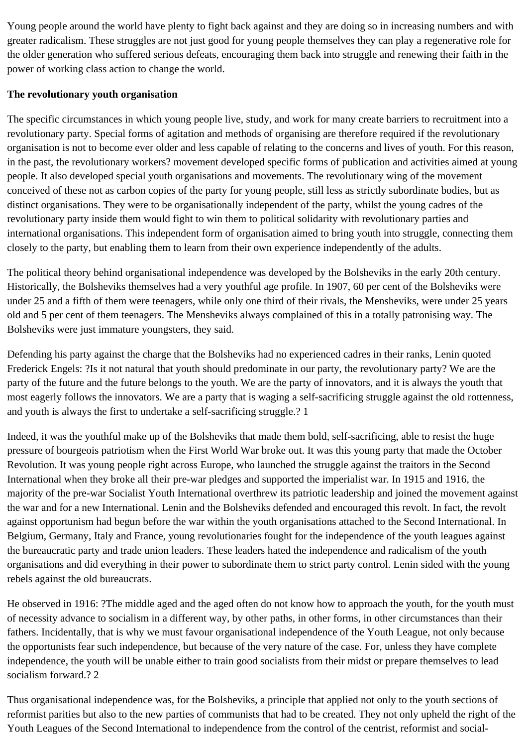Young people around the world have plenty to fight back against and they are doing so in increasing numbers and with greater radicalism. These struggles are not just good for young people themselves they can play a regenerative role for the older generation who suffered serious defeats, encouraging them back into struggle and renewing their faith in the power of working class action to change the world.

**The revolutionary youth organisation**

The specific circumstances in which young people live, study, and work for many create barriers to recruitment into a revolutionary party. Special forms of agitation and methods of organising are therefore required if the revolutionary organisation is not to become ever older and less capable of relating to the concerns and lives of youth. For this reason, in the past, the revolutionary workers? movement developed specific forms of publication and activities aimed at young people. It also developed special youth organisations and movements. The revolutionary wing of the movement conceived of these not as carbon copies of the party for young people, still less as strictly subordinate bodies, but as distinct organisations. They were to be organisationally independent of the party, whilst the young cadres of the revolutionary party inside them would fight to win them to political solidarity with revolutionary parties and international organisations. This independent form of organisation aimed to bring youth into struggle, connecting them closely to the party, but enabling them to learn from their own experience independently of the adults.

The political theory behind organisational independence was developed by the Bolsheviks in the early 20th century. Historically, the Bolsheviks themselves had a very youthful age profile. In 1907, 60 per cent of the Bolsheviks were under 25 and a fifth of them were teenagers, while only one third of their rivals, the Mensheviks, were under 25 years old and 5 per cent of them teenagers. The Mensheviks always complained of this in a totally patronising way. The Bolsheviks were just immature youngsters, they said.

Defending his party against the charge that the Bolsheviks had no experienced cadres in their ranks, Lenin quoted Frederick Engels: ?Is it not natural that youth should predominate in our party, the revolutionary party? We are the party of the future and the future belongs to the youth. We are the party of innovators, and it is always the youth that most eagerly follows the innovators. We are a party that is waging a self-sacrificing struggle against the old rottenness, and youth is always the first to undertake a self-sacrificing struggle.? 1

Indeed, it was the youthful make up of the Bolsheviks that made them bold, self-sacrificing, able to resist the huge pressure of bourgeois patriotism when the First World War broke out. It was this young party that made the October Revolution. It was young people right across Europe, who launched the struggle against the traitors in the Second International when they broke all their pre-war pledges and supported the imperialist war. In 1915 and 1916, the majority of the pre-war Socialist Youth International overthrew its patriotic leadership and joined the movement against the war and for a new International. Lenin and the Bolsheviks defended and encouraged this revolt. In fact, the revolt against opportunism had begun before the war within the youth organisations attached to the Second International. In Belgium, Germany, Italy and France, young revolutionaries fought for the independence of the youth leagues against the bureaucratic party and trade union leaders. These leaders hated the independence and radicalism of the youth organisations and did everything in their power to subordinate them to strict party control. Lenin sided with the young rebels against the old bureaucrats.

He observed in 1916: ?The middle aged and the aged often do not know how to approach the youth, for the youth must of necessity advance to socialism in a different way, by other paths, in other forms, in other circumstances than their fathers. Incidentally, that is why we must favour organisational independence of the Youth League, not only because the opportunists fear such independence, but because of the very nature of the case. For, unless they have complete independence, the youth will be unable either to train good socialists from their midst or prepare themselves to lead socialism forward.? 2

Thus organisational independence was, for the Bolsheviks, a principle that applied not only to the youth sections of reformist parities but also to the new parties of communists that had to be created. They not only upheld the right of the Youth Leagues of the Second International to independence from the control of the centrist, reformist and social-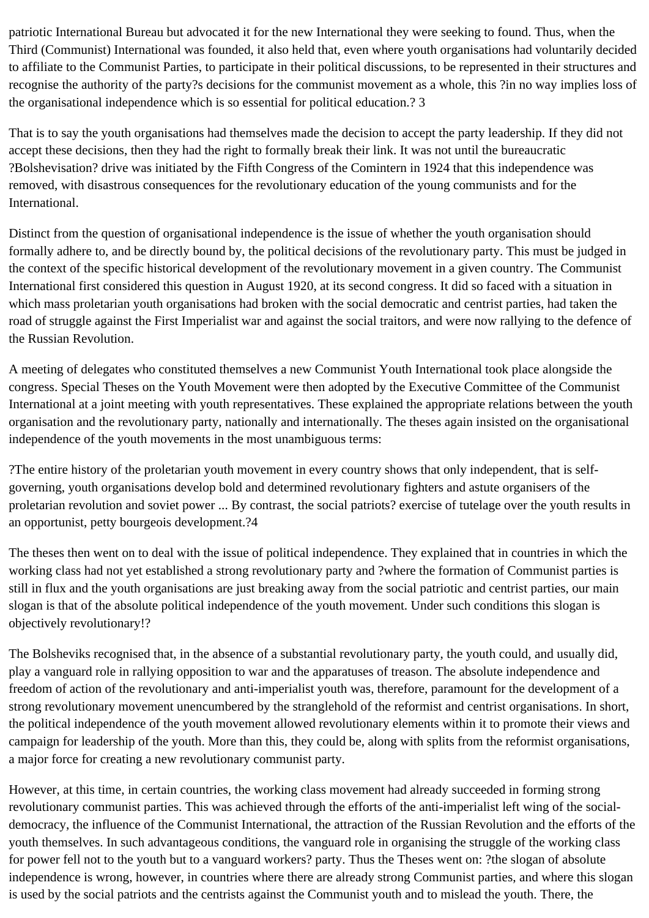patriotic International Bureau but advocated it for the new International they were seeking to found. Thus, when the Third (Communist) International was founded, it also held that, even where youth organisations had voluntarily decided to affiliate to the Communist Parties, to participate in their political discussions, to be represented in their structures and recognise the authority of the party?s decisions for the communist movement as a whole, this ?in no way implies loss of the organisational independence which is so essential for political education.? 3

That is to say the youth organisations had themselves made the decision to accept the party leadership. If they did not accept these decisions, then they had the right to formally break their link. It was not until the bureaucratic ?Bolshevisation? drive was initiated by the Fifth Congress of the Comintern in 1924 that this independence was removed, with disastrous consequences for the revolutionary education of the young communists and for the International.

Distinct from the question of organisational independence is the issue of whether the youth organisation should formally adhere to, and be directly bound by, the political decisions of the revolutionary party. This must be judged in the context of the specific historical development of the revolutionary movement in a given country. The Communist International first considered this question in August 1920, at its second congress. It did so faced with a situation in which mass proletarian youth organisations had broken with the social democratic and centrist parties, had taken the road of struggle against the First Imperialist war and against the social traitors, and were now rallying to the defence of the Russian Revolution.

A meeting of delegates who constituted themselves a new Communist Youth International took place alongside the congress. Special Theses on the Youth Movement were then adopted by the Executive Committee of the Communist International at a joint meeting with youth representatives. These explained the appropriate relations between the youth organisation and the revolutionary party, nationally and internationally. The theses again insisted on the organisational independence of the youth movements in the most unambiguous terms:

?The entire history of the proletarian youth movement in every country shows that only independent, that is self-governing, youth organisations develop bold and determined revolutionary fighters and astute organisers of the proletarian revolution and soviet power ... By contrast, the social patriots? exercise of tutelage over the youth results in an opportunist, petty bourgeois development.?4

The theses then went on to deal with the issue of political independence. They explained that in countries in which the working class had not yet established a strong revolutionary party and ?where the formation of Communist parties is still in flux and the youth organisations are just breaking away from the social patriotic and centrist parties, our main slogan is that of the absolute political independence of the youth movement. Under such conditions this slogan is objectively revolutionary!?

The Bolsheviks recognised that, in the absence of a substantial revolutionary party, the youth could, and usually did, play a vanguard role in rallying opposition to war and the apparatuses of treason. The absolute independence and freedom of action of the revolutionary and anti-imperialist youth was, therefore, paramount for the development of a strong revolutionary movement unencumbered by the stranglehold of the reformist and centrist organisations. In short, the political independence of the youth movement allowed revolutionary elements within it to promote their views and campaign for leadership of the youth. More than this, they could be, along with splits from the reformist organisations, a major force for creating a new revolutionary communist party.

However, at this time, in certain countries, the working class movement had already succeeded in forming strong revolutionary communist parties. This was achieved through the efforts of the anti-imperialist left wing of the social-democracy, the influence of the Communist International, the attraction of the Russian Revolution and the efforts of the youth themselves. In such advantageous conditions, the vanguard role in organising the struggle of the working class for power fell not to the youth but to a vanguard workers? party. Thus the Theses went on: ?the slogan of absolute independence is wrong, however, in countries where there are already strong Communist parties, and where this slogan is used by the social patriots and the centrists against the Communist youth and to mislead the youth. There, the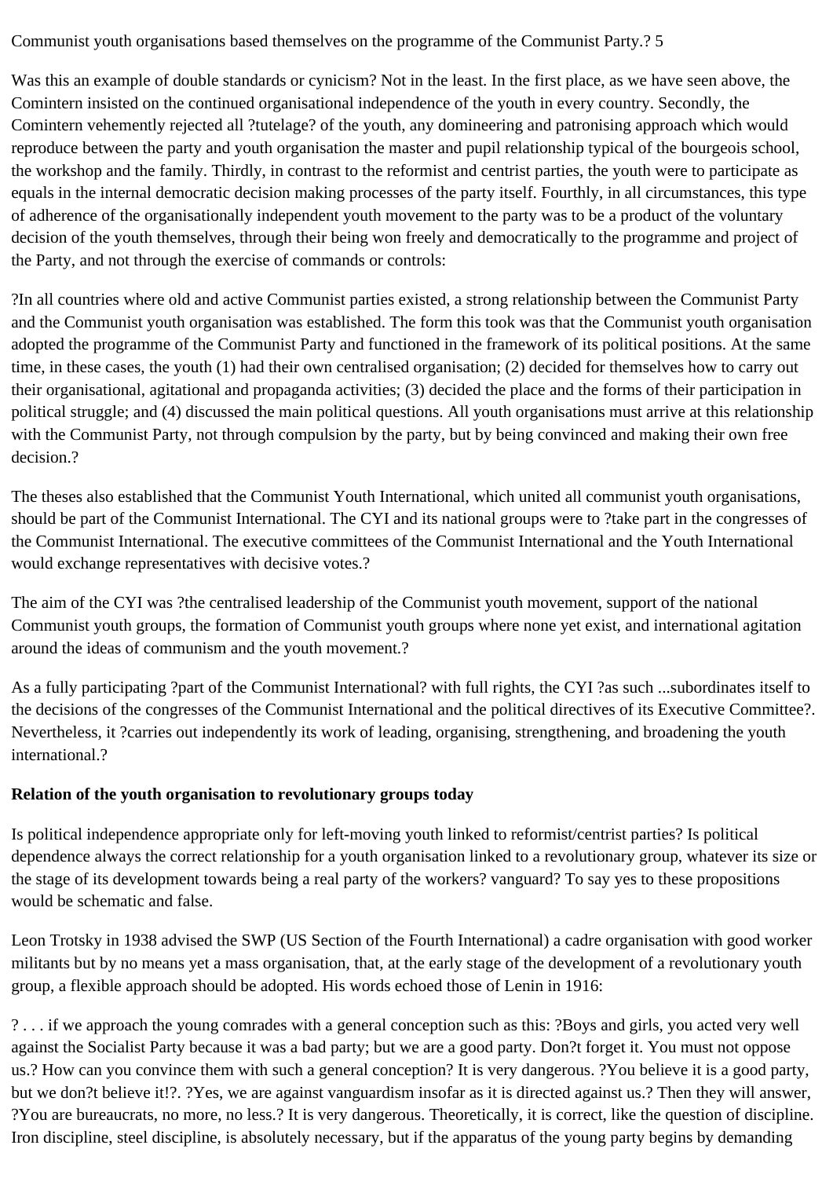Communist youth organisations based themselves on the programme of the Communist Party.? 5

Was this an example of double standards or cynicism? Not in the least. In the first place, as we have seen above, the Comintern insisted on the continued organisational independence of the youth in every country. Secondly, the Comintern vehemently rejected all ?tutelage? of the youth, any domineering and patronising approach which would reproduce between the party and youth organisation the master and pupil relationship typical of the bourgeois school, the workshop and the family. Thirdly, in contrast to the reformist and centrist parties, the youth were to participate as equals in the internal democratic decision making processes of the party itself. Fourthly, in all circumstances, this type of adherence of the organisationally independent youth movement to the party was to be a product of the voluntary decision of the youth themselves, through their being won freely and democratically to the programme and project of the Party, and not through the exercise of commands or controls:

?In all countries where old and active Communist parties existed, a strong relationship between the Communist Party and the Communist youth organisation was established. The form this took was that the Communist youth organisation adopted the programme of the Communist Party and functioned in the framework of its political positions. At the same time, in these cases, the youth (1) had their own centralised organisation; (2) decided for themselves how to carry out their organisational, agitational and propaganda activities; (3) decided the place and the forms of their participation in political struggle; and (4) discussed the main political questions. All youth organisations must arrive at this relationship with the Communist Party, not through compulsion by the party, but by being convinced and making their own free decision.?

The theses also established that the Communist Youth International, which united all communist youth organisations, should be part of the Communist International. The CYI and its national groups were to ?take part in the congresses of the Communist International. The executive committees of the Communist International and the Youth International would exchange representatives with decisive votes.?

The aim of the CYI was ?the centralised leadership of the Communist youth movement, support of the national Communist youth groups, the formation of Communist youth groups where none yet exist, and international agitation around the ideas of communism and the youth movement.?

As a fully participating ?part of the Communist International? with full rights, the CYI ?as such ...subordinates itself to the decisions of the congresses of the Communist International and the political directives of its Executive Committee?. Nevertheless, it ?carries out independently its work of leading, organising, strengthening, and broadening the youth international.?

**Relation of the youth organisation to revolutionary groups today**

Is political independence appropriate only for left-moving youth linked to reformist/centrist parties? Is political dependence always the correct relationship for a youth organisation linked to a revolutionary group, whatever its size or the stage of its development towards being a real party of the workers? vanguard? To say yes to these propositions would be schematic and false.

Leon Trotsky in 1938 advised the SWP (US Section of the Fourth International) a cadre organisation with good worker militants but by no means yet a mass organisation, that, at the early stage of the development of a revolutionary youth group, a flexible approach should be adopted. His words echoed those of Lenin in 1916:

? . . . if we approach the young comrades with a general conception such as this: ?Boys and girls, you acted very well against the Socialist Party because it was a bad party; but we are a good party. Don?t forget it. You must not oppose us.? How can you convince them with such a general conception? It is very dangerous. ?You believe it is a good party, but we don?t believe it!?. ?Yes, we are against vanguardism insofar as it is directed against us.? Then they will answer, ?You are bureaucrats, no more, no less.? It is very dangerous. Theoretically, it is correct, like the question of discipline. Iron discipline, steel discipline, is absolutely necessary, but if the apparatus of the young party begins by demanding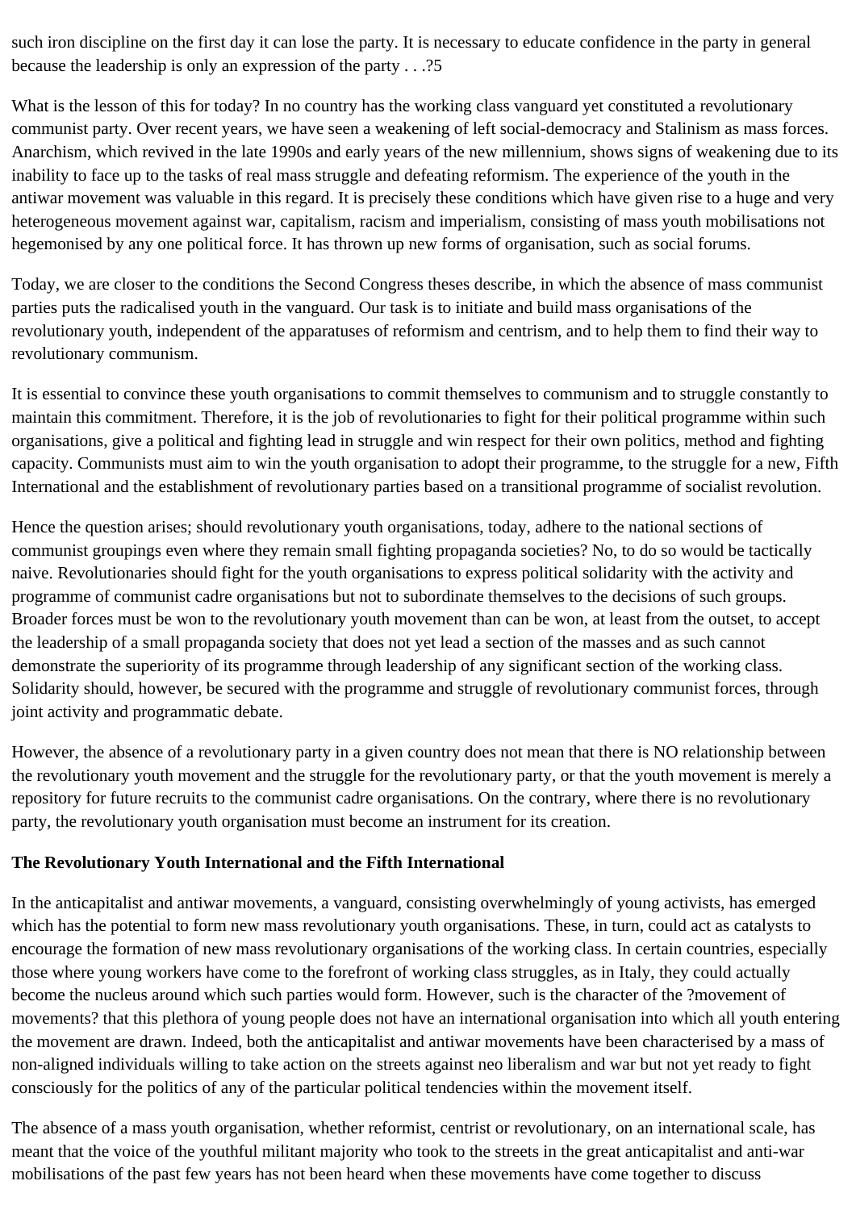such iron discipline on the first day it can lose the party. It is necessary to educate confidence in the party in general because the leadership is only an expression of the party . . .?5

What is the lesson of this for today? In no country has the working class vanguard yet constituted a revolutionary communist party. Over recent years, we have seen a weakening of left social-democracy and Stalinism as mass forces. Anarchism, which revived in the late 1990s and early years of the new millennium, shows signs of weakening due to its inability to face up to the tasks of real mass struggle and defeating reformism. The experience of the youth in the antiwar movement was valuable in this regard. It is precisely these conditions which have given rise to a huge and very heterogeneous movement against war, capitalism, racism and imperialism, consisting of mass youth mobilisations not hegemonised by any one political force. It has thrown up new forms of organisation, such as social forums.

Today, we are closer to the conditions the Second Congress theses describe, in which the absence of mass communist parties puts the radicalised youth in the vanguard. Our task is to initiate and build mass organisations of the revolutionary youth, independent of the apparatuses of reformism and centrism, and to help them to find their way to revolutionary communism.

It is essential to convince these youth organisations to commit themselves to communism and to struggle constantly to maintain this commitment. Therefore, it is the job of revolutionaries to fight for their political programme within such organisations, give a political and fighting lead in struggle and win respect for their own politics, method and fighting capacity. Communists must aim to win the youth organisation to adopt their programme, to the struggle for a new, Fifth International and the establishment of revolutionary parties based on a transitional programme of socialist revolution.

Hence the question arises; should revolutionary youth organisations, today, adhere to the national sections of communist groupings even where they remain small fighting propaganda societies? No, to do so would be tactically naive. Revolutionaries should fight for the youth organisations to express political solidarity with the activity and programme of communist cadre organisations but not to subordinate themselves to the decisions of such groups. Broader forces must be won to the revolutionary youth movement than can be won, at least from the outset, to accept the leadership of a small propaganda society that does not yet lead a section of the masses and as such cannot demonstrate the superiority of its programme through leadership of any significant section of the working class. Solidarity should, however, be secured with the programme and struggle of revolutionary communist forces, through joint activity and programmatic debate.

However, the absence of a revolutionary party in a given country does not mean that there is NO relationship between the revolutionary youth movement and the struggle for the revolutionary party, or that the youth movement is merely a repository for future recruits to the communist cadre organisations. On the contrary, where there is no revolutionary party, the revolutionary youth organisation must become an instrument for its creation.

**The Revolutionary Youth International and the Fifth International**

In the anticapitalist and antiwar movements, a vanguard, consisting overwhelmingly of young activists, has emerged which has the potential to form new mass revolutionary youth organisations. These, in turn, could act as catalysts to encourage the formation of new mass revolutionary organisations of the working class. In certain countries, especially those where young workers have come to the forefront of working class struggles, as in Italy, they could actually become the nucleus around which such parties would form. However, such is the character of the ?movement of movements? that this plethora of young people does not have an international organisation into which all youth entering the movement are drawn. Indeed, both the anticapitalist and antiwar movements have been characterised by a mass of non-aligned individuals willing to take action on the streets against neo liberalism and war but not yet ready to fight consciously for the politics of any of the particular political tendencies within the movement itself.

The absence of a mass youth organisation, whether reformist, centrist or revolutionary, on an international scale, has meant that the voice of the youthful militant majority who took to the streets in the great anticapitalist and anti-war mobilisations of the past few years has not been heard when these movements have come together to discuss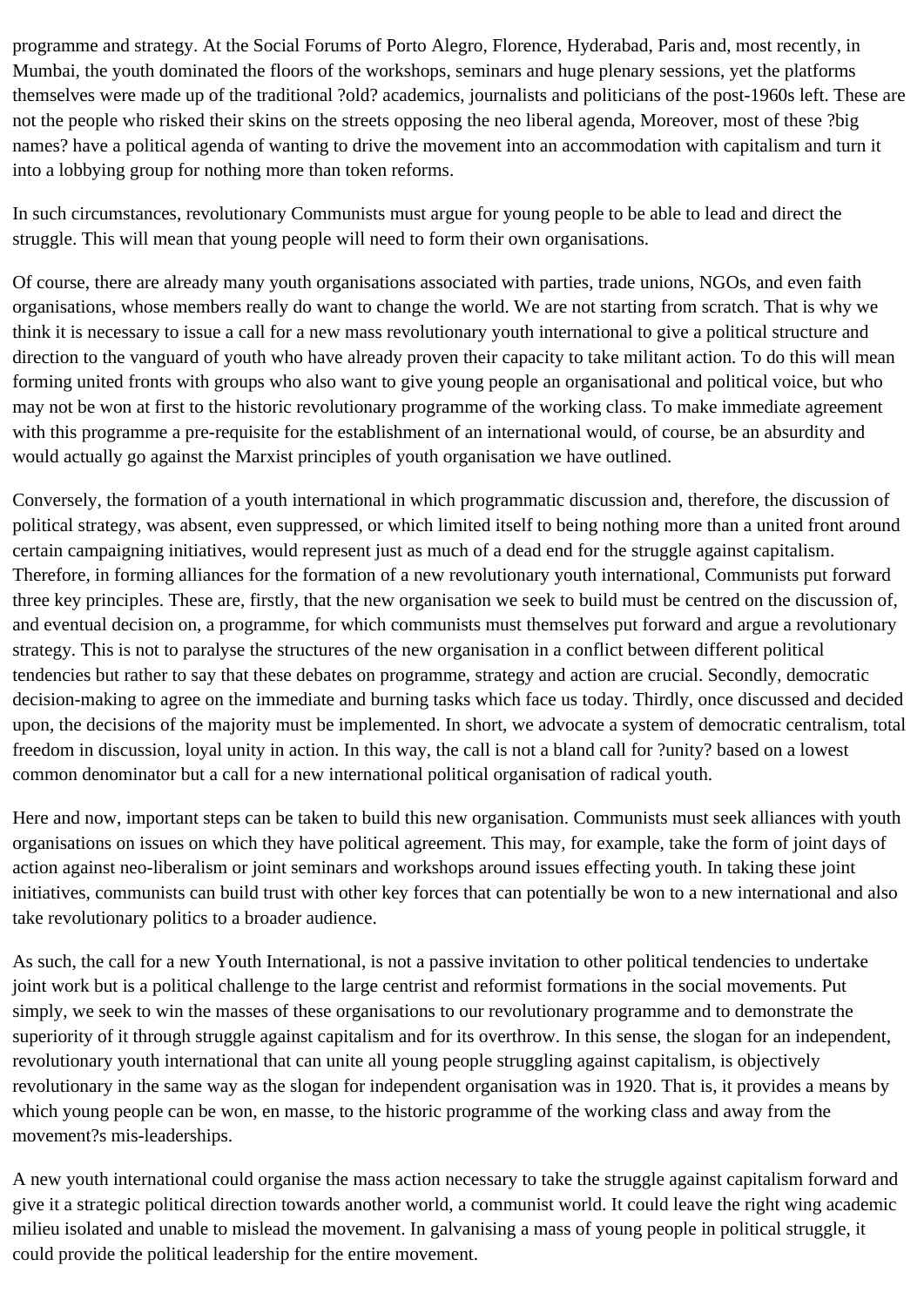programme and strategy. At the Social Forums of Porto Alegro, Florence, Hyderabad, Paris and, most recently, in Mumbai, the youth dominated the floors of the workshops, seminars and huge plenary sessions, yet the platforms themselves were made up of the traditional ?old? academics, journalists and politicians of the post-1960s left. These are not the people who risked their skins on the streets opposing the neo liberal agenda, Moreover, most of these ?big names? have a political agenda of wanting to drive the movement into an accommodation with capitalism and turn it into a lobbying group for nothing more than token reforms.

In such circumstances, revolutionary Communists must argue for young people to be able to lead and direct the struggle. This will mean that young people will need to form their own organisations.

Of course, there are already many youth organisations associated with parties, trade unions, NGOs, and even faith organisations, whose members really do want to change the world. We are not starting from scratch. That is why we think it is necessary to issue a call for a new mass revolutionary youth international to give a political structure and direction to the vanguard of youth who have already proven their capacity to take militant action. To do this will mean forming united fronts with groups who also want to give young people an organisational and political voice, but who may not be won at first to the historic revolutionary programme of the working class. To make immediate agreement with this programme a pre-requisite for the establishment of an international would, of course, be an absurdity and would actually go against the Marxist principles of youth organisation we have outlined.

Conversely, the formation of a youth international in which programmatic discussion and, therefore, the discussion of political strategy, was absent, even suppressed, or which limited itself to being nothing more than a united front around certain campaigning initiatives, would represent just as much of a dead end for the struggle against capitalism. Therefore, in forming alliances for the formation of a new revolutionary youth international, Communists put forward three key principles. These are, firstly, that the new organisation we seek to build must be centred on the discussion of, and eventual decision on, a programme, for which communists must themselves put forward and argue a revolutionary strategy. This is not to paralyse the structures of the new organisation in a conflict between different political tendencies but rather to say that these debates on programme, strategy and action are crucial. Secondly, democratic decision-making to agree on the immediate and burning tasks which face us today. Thirdly, once discussed and decided upon, the decisions of the majority must be implemented. In short, we advocate a system of democratic centralism, total freedom in discussion, loyal unity in action. In this way, the call is not a bland call for ?unity? based on a lowest common denominator but a call for a new international political organisation of radical youth.

Here and now, important steps can be taken to build this new organisation. Communists must seek alliances with youth organisations on issues on which they have political agreement. This may, for example, take the form of joint days of action against neo-liberalism or joint seminars and workshops around issues effecting youth. In taking these joint initiatives, communists can build trust with other key forces that can potentially be won to a new international and also take revolutionary politics to a broader audience.

As such, the call for a new Youth International, is not a passive invitation to other political tendencies to undertake joint work but is a political challenge to the large centrist and reformist formations in the social movements. Put simply, we seek to win the masses of these organisations to our revolutionary programme and to demonstrate the superiority of it through struggle against capitalism and for its overthrow. In this sense, the slogan for an independent, revolutionary youth international that can unite all young people struggling against capitalism, is objectively revolutionary in the same way as the slogan for independent organisation was in 1920. That is, it provides a means by which young people can be won, en masse, to the historic programme of the working class and away from the movement?s mis-leaderships.

A new youth international could organise the mass action necessary to take the struggle against capitalism forward and give it a strategic political direction towards another world, a communist world. It could leave the right wing academic milieu isolated and unable to mislead the movement. In galvanising a mass of young people in political struggle, it could provide the political leadership for the entire movement.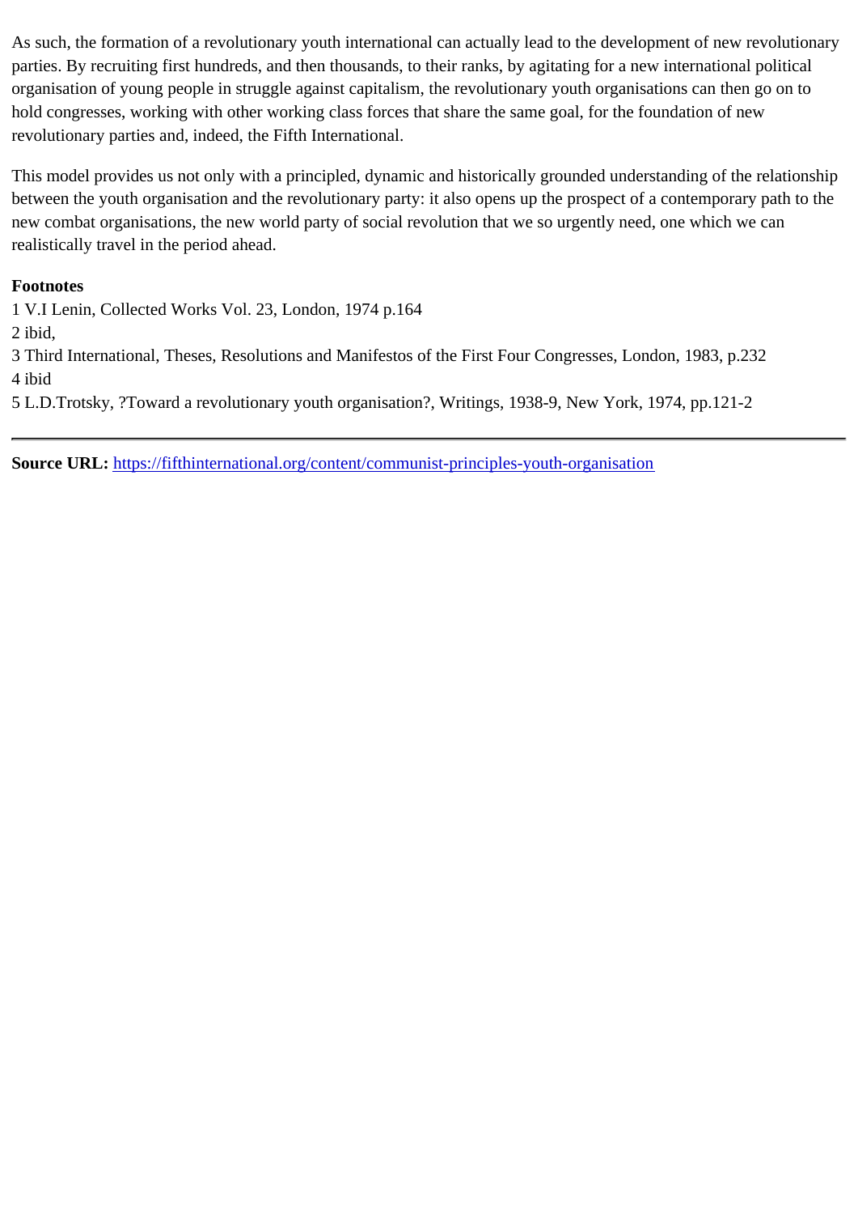As such, the formation of a revolutionary youth international can actually lead to the development of new revolutionary parties. By recruiting first hundreds, and then thousands, to their ranks, by agitating for a new international political organisation of young people in struggle against capitalism, the revolutionary youth organisations can then go on to hold congresses, working with other working class forces that share the same goal, for the foundation of new revolutionary parties and, indeed, the Fifth International.

This model provides us not only with a principled, dynamic and historically grounded understanding of the relationship between the youth organisation and the revolutionary party: it also opens up the prospect of a contemporary path to the new combat organisations, the new world party of social revolution that we so urgently need, one which we can realistically travel in the period ahead.

**Footnotes**

1 V.I Lenin, Collected Works Vol. 23, London, 1974 p.164  
2 ibid,  
3 Third International, Theses, Resolutions and Manifestos of the First Four Congresses, London, 1983, p.232  
4 ibid  
5 L.D.Trotsky, ?Toward a revolutionary youth organisation?, Writings, 1938-9, New York, 1974, pp.121-2

---

**Source URL:** https://fifthinternational.org/content/communist-principles-youth-organisation